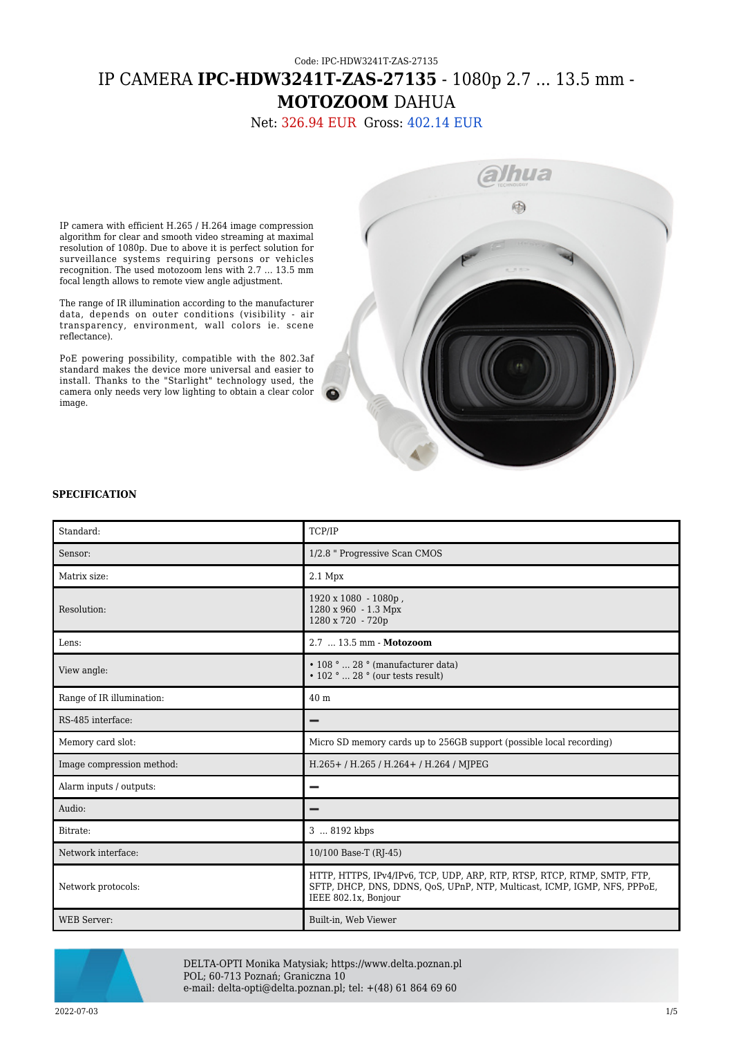Code: IPC-HDW3241T-ZAS-27135

# IP CAMERA **IPC-HDW3241T-ZAS-27135** - 1080p 2.7 ... 13.5 mm - **MOTOZOOM** DAHUA

Net: 326.94 EUR Gross: 402.14 EUR

IP camera with efficient H.265 / H.264 image compression algorithm for clear and smooth video streaming at maximal resolution of 1080p. Due to above it is perfect solution for surveillance systems requiring persons or vehicles recognition. The used motozoom lens with 2.7 ... 13.5 mm focal length allows to remote view angle adjustment.

The range of IR illumination according to the manufacturer data, depends on outer conditions (visibility - air transparency, environment, wall colors ie. scene reflectance).

PoE powering possibility, compatible with the 802.3af standard makes the device more universal and easier to install. Thanks to the "Starlight" technology used, the camera only needs very low lighting to obtain a clear color image.

**SPECIFICATION**

| | |
|---|---|
| Standard: | TCP/IP |
| Sensor: | 1/2.8 " Progressive Scan CMOS |
| Matrix size: | 2.1 Mpx |
| Resolution: | 1920 x 1080 - 1080p ,<br>1280 x 960 - 1.3 Mpx<br>1280 x 720 - 720p |
| Lens: | 2.7 ... 13.5 mm - **Motozoom** |
| View angle: | • 108 ° ... 28 ° (manufacturer data)<br>• 102 ° ... 28 ° (our tests result) |
| Range of IR illumination: | 40 m |
| RS-485 interface: | – |
| Memory card slot: | Micro SD memory cards up to 256GB support (possible local recording) |
| Image compression method: | H.265+ / H.265 / H.264+ / H.264 / MJPEG |
| Alarm inputs / outputs: | – |
| Audio: | – |
| Bitrate: | 3 ... 8192 kbps |
| Network interface: | 10/100 Base-T (RJ-45) |
| Network protocols: | HTTP, HTTPS, IPv4/IPv6, TCP, UDP, ARP, RTP, RTSP, RTCP, RTMP, SMTP, FTP, SFTP, DHCP, DNS, DDNS, QoS, UPnP, NTP, Multicast, ICMP, IGMP, NFS, PPPoE, IEEE 802.1x, Bonjour |
| WEB Server: | Built-in, Web Viewer |

DELTA-OPTI Monika Matysiak; https://www.delta.poznan.pl
POL; 60-713 Poznań; Graniczna 10
e-mail: delta-opti@delta.poznan.pl; tel: +(48) 61 864 69 60

2022-07-03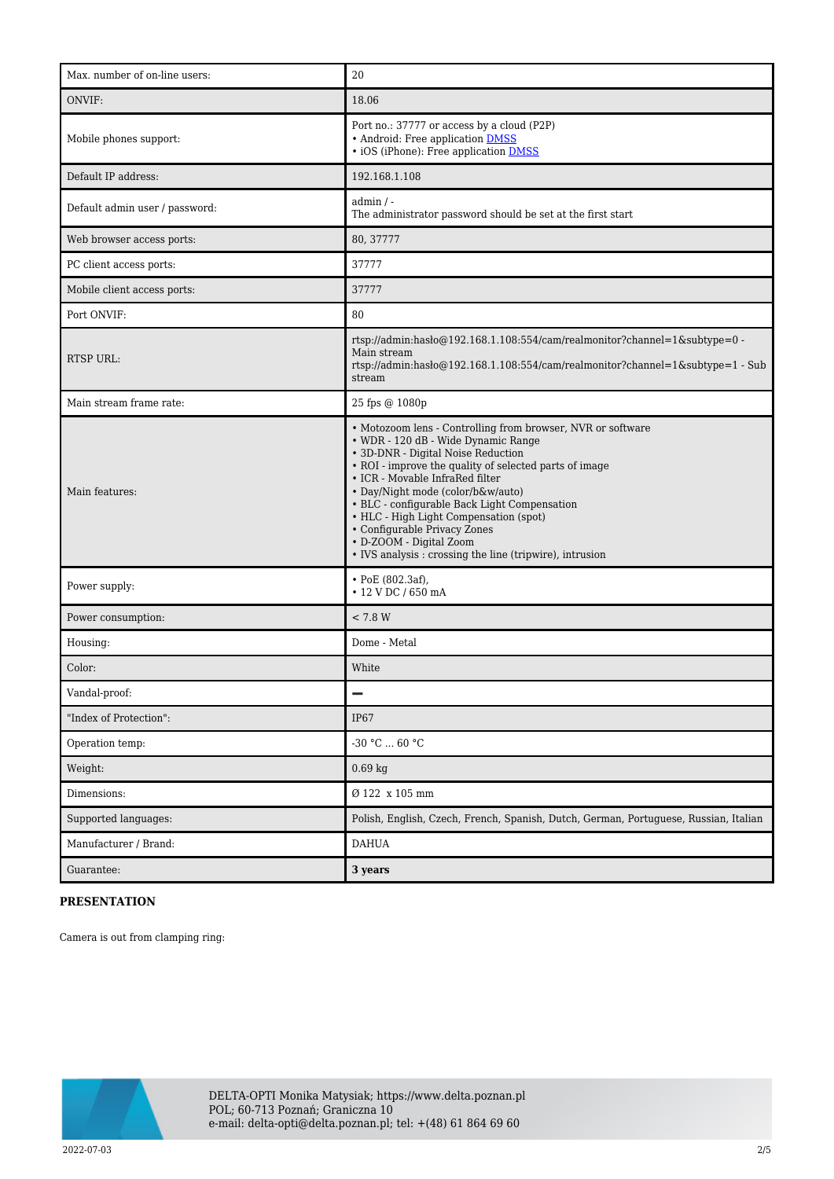| Max. number of on-line users: | 20 |
|---|---|
| ONVIF: | 18.06 |
| Mobile phones support: | Port no.: 37777 or access by a cloud (P2P)<br>• Android: Free application DMSS<br>• iOS (iPhone): Free application DMSS |
| Default IP address: | 192.168.1.108 |
| Default admin user / password: | admin / -<br>The administrator password should be set at the first start |
| Web browser access ports: | 80, 37777 |
| PC client access ports: | 37777 |
| Mobile client access ports: | 37777 |
| Port ONVIF: | 80 |
| RTSP URL: | rtsp://admin:hasło@192.168.1.108:554/cam/realmonitor?channel=1&subtype=0 - Main stream<br>rtsp://admin:hasło@192.168.1.108:554/cam/realmonitor?channel=1&subtype=1 - Sub stream |
| Main stream frame rate: | 25 fps @ 1080p |
| Main features: | • Motozoom lens - Controlling from browser, NVR or software<br>• WDR - 120 dB - Wide Dynamic Range<br>• 3D-DNR - Digital Noise Reduction<br>• ROI - improve the quality of selected parts of image<br>• ICR - Movable InfraRed filter<br>• Day/Night mode (color/b&w/auto)<br>• BLC - configurable Back Light Compensation<br>• HLC - High Light Compensation (spot)<br>• Configurable Privacy Zones<br>• D-ZOOM - Digital Zoom<br>• IVS analysis : crossing the line (tripwire), intrusion |
| Power supply: | • PoE (802.3af),<br>• 12 V DC / 650 mA |
| Power consumption: | < 7.8 W |
| Housing: | Dome - Metal |
| Color: | White |
| Vandal-proof: | ‒ |
| "Index of Protection": | IP67 |
| Operation temp: | -30 °C ... 60 °C |
| Weight: | 0.69 kg |
| Dimensions: | Ø 122 x 105 mm |
| Supported languages: | Polish, English, Czech, French, Spanish, Dutch, German, Portuguese, Russian, Italian |
| Manufacturer / Brand: | DAHUA |
| Guarantee: | **3 years** |

**PRESENTATION**

Camera is out from clamping ring: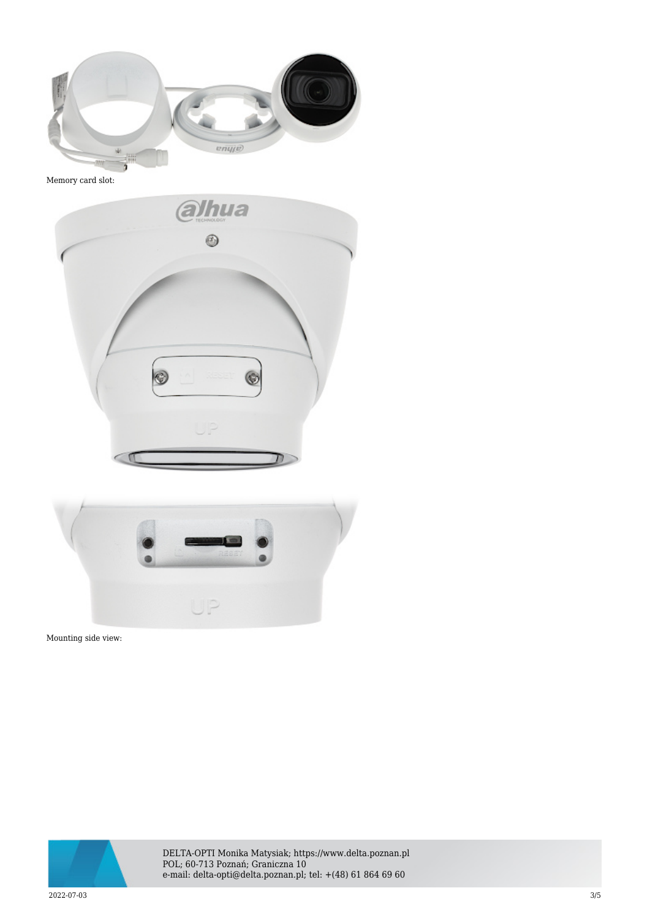Memory card slot:

Mounting side view: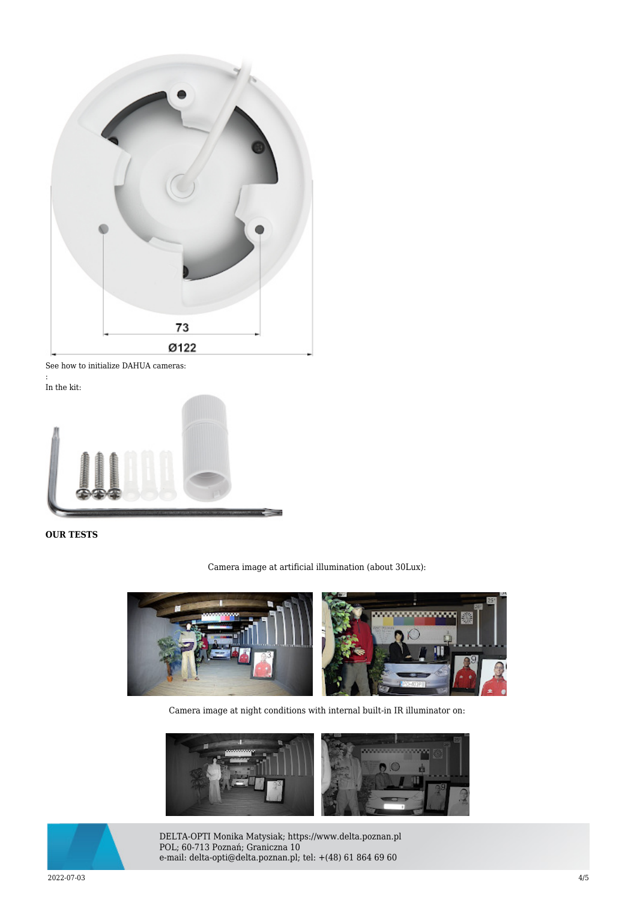See how to initialize DAHUA cameras:

:

In the kit:

**OUR TESTS**

Camera image at artificial illumination (about 30Lux):

Camera image at night conditions with internal built-in IR illuminator on: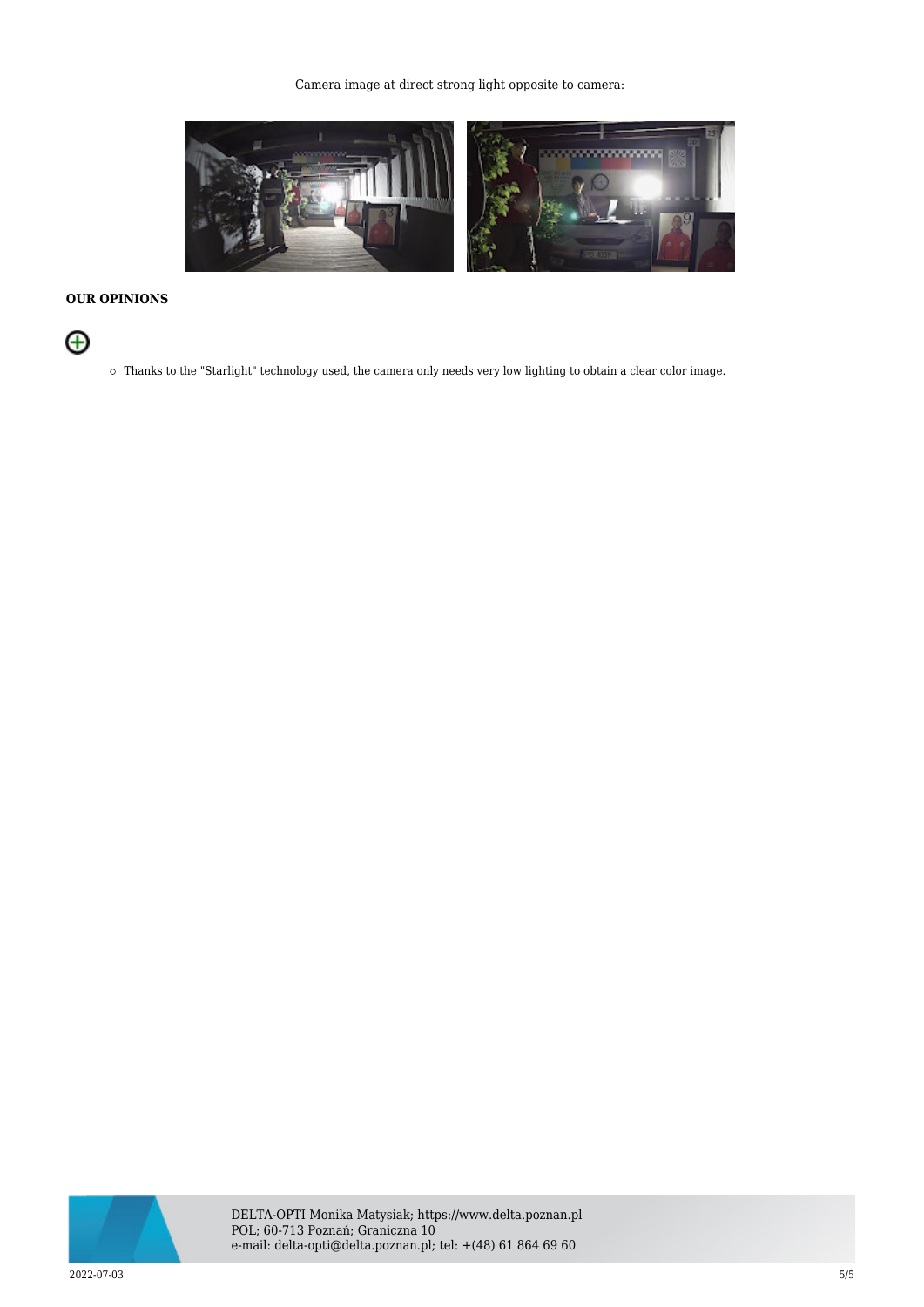Camera image at direct strong light opposite to camera:

**OUR OPINIONS**

⊕

- Thanks to the "Starlight" technology used, the camera only needs very low lighting to obtain a clear color image.

DELTA-OPTI Monika Matysiak; https://www.delta.poznan.pl
POL; 60-713 Poznań; Graniczna 10
e-mail: delta-opti@delta.poznan.pl; tel: +(48) 61 864 69 60

2022-07-03